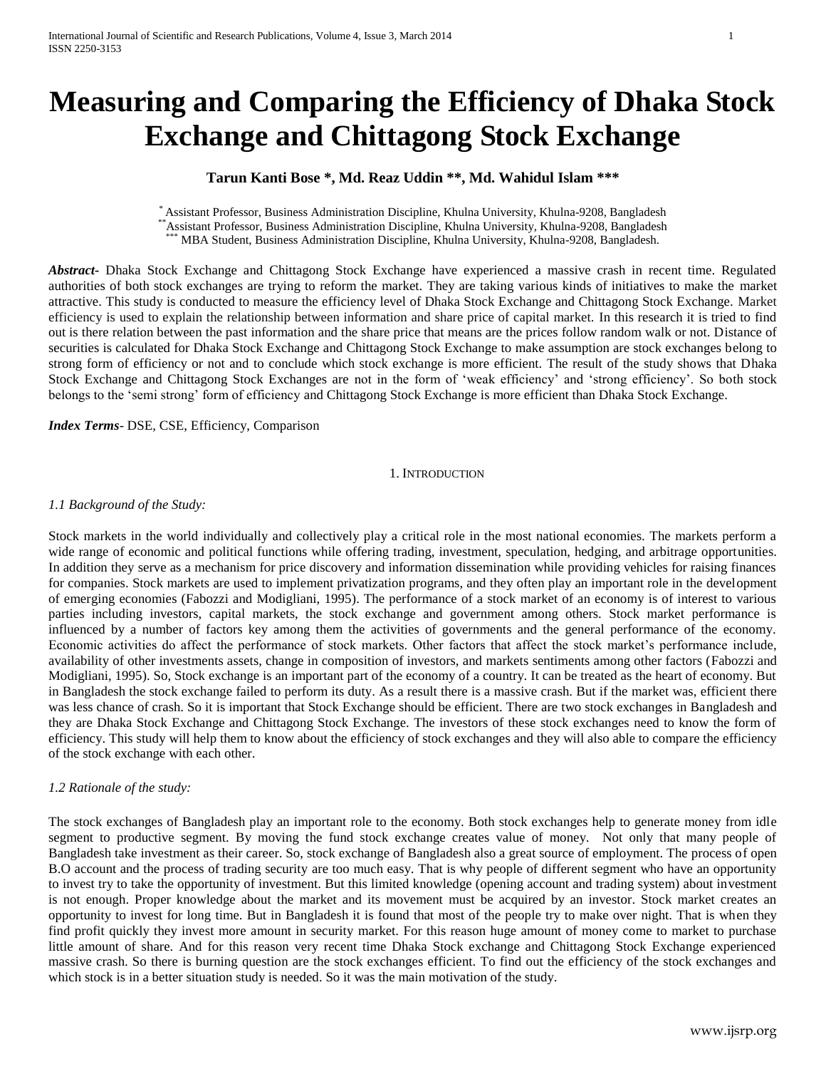# Measuring and Comparing the Efficiency of Dhaka Stock Exchange and Chittagong Stock Exchange

**Tarun Kanti Bose \*, Md. Reaz Uddin \*\*, Md. Wahidul Islam \*\*\***

[\*] Assistant Professor, Business Administration Discipline, Khulna University, Khulna-9208, Bangladesh
[\*\*] Assistant Professor, Business Administration Discipline, Khulna University, Khulna-9208, Bangladesh
[\*\*\*] MBA Student, Business Administration Discipline, Khulna University, Khulna-9208, Bangladesh.

***Abstract-*** Dhaka Stock Exchange and Chittagong Stock Exchange have experienced a massive crash in recent time. Regulated authorities of both stock exchanges are trying to reform the market. They are taking various kinds of initiatives to make the market attractive. This study is conducted to measure the efficiency level of Dhaka Stock Exchange and Chittagong Stock Exchange. Market efficiency is used to explain the relationship between information and share price of capital market. In this research it is tried to find out is there relation between the past information and the share price that means are the prices follow random walk or not. Distance of securities is calculated for Dhaka Stock Exchange and Chittagong Stock Exchange to make assumption are stock exchanges belong to strong form of efficiency or not and to conclude which stock exchange is more efficient. The result of the study shows that Dhaka Stock Exchange and Chittagong Stock Exchanges are not in the form of 'weak efficiency' and 'strong efficiency'. So both stock belongs to the 'semi strong' form of efficiency and Chittagong Stock Exchange is more efficient than Dhaka Stock Exchange.

***Index Terms*-** DSE, CSE, Efficiency, Comparison

## 1. Introduction

### *1.1 Background of the Study:*

Stock markets in the world individually and collectively play a critical role in the most national economies. The markets perform a wide range of economic and political functions while offering trading, investment, speculation, hedging, and arbitrage opportunities. In addition they serve as a mechanism for price discovery and information dissemination while providing vehicles for raising finances for companies. Stock markets are used to implement privatization programs, and they often play an important role in the development of emerging economies (Fabozzi and Modigliani, 1995). The performance of a stock market of an economy is of interest to various parties including investors, capital markets, the stock exchange and government among others. Stock market performance is influenced by a number of factors key among them the activities of governments and the general performance of the economy. Economic activities do affect the performance of stock markets. Other factors that affect the stock market's performance include, availability of other investments assets, change in composition of investors, and markets sentiments among other factors (Fabozzi and Modigliani, 1995). So, Stock exchange is an important part of the economy of a country. It can be treated as the heart of economy. But in Bangladesh the stock exchange failed to perform its duty. As a result there is a massive crash. But if the market was, efficient there was less chance of crash. So it is important that Stock Exchange should be efficient. There are two stock exchanges in Bangladesh and they are Dhaka Stock Exchange and Chittagong Stock Exchange. The investors of these stock exchanges need to know the form of efficiency. This study will help them to know about the efficiency of stock exchanges and they will also able to compare the efficiency of the stock exchange with each other.

### *1.2 Rationale of the study:*

The stock exchanges of Bangladesh play an important role to the economy. Both stock exchanges help to generate money from idle segment to productive segment. By moving the fund stock exchange creates value of money. Not only that many people of Bangladesh take investment as their career. So, stock exchange of Bangladesh also a great source of employment. The process of open B.O account and the process of trading security are too much easy. That is why people of different segment who have an opportunity to invest try to take the opportunity of investment. But this limited knowledge (opening account and trading system) about investment is not enough. Proper knowledge about the market and its movement must be acquired by an investor. Stock market creates an opportunity to invest for long time. But in Bangladesh it is found that most of the people try to make over night. That is when they find profit quickly they invest more amount in security market. For this reason huge amount of money come to market to purchase little amount of share. And for this reason very recent time Dhaka Stock exchange and Chittagong Stock Exchange experienced massive crash. So there is burning question are the stock exchanges efficient. To find out the efficiency of the stock exchanges and which stock is in a better situation study is needed. So it was the main motivation of the study.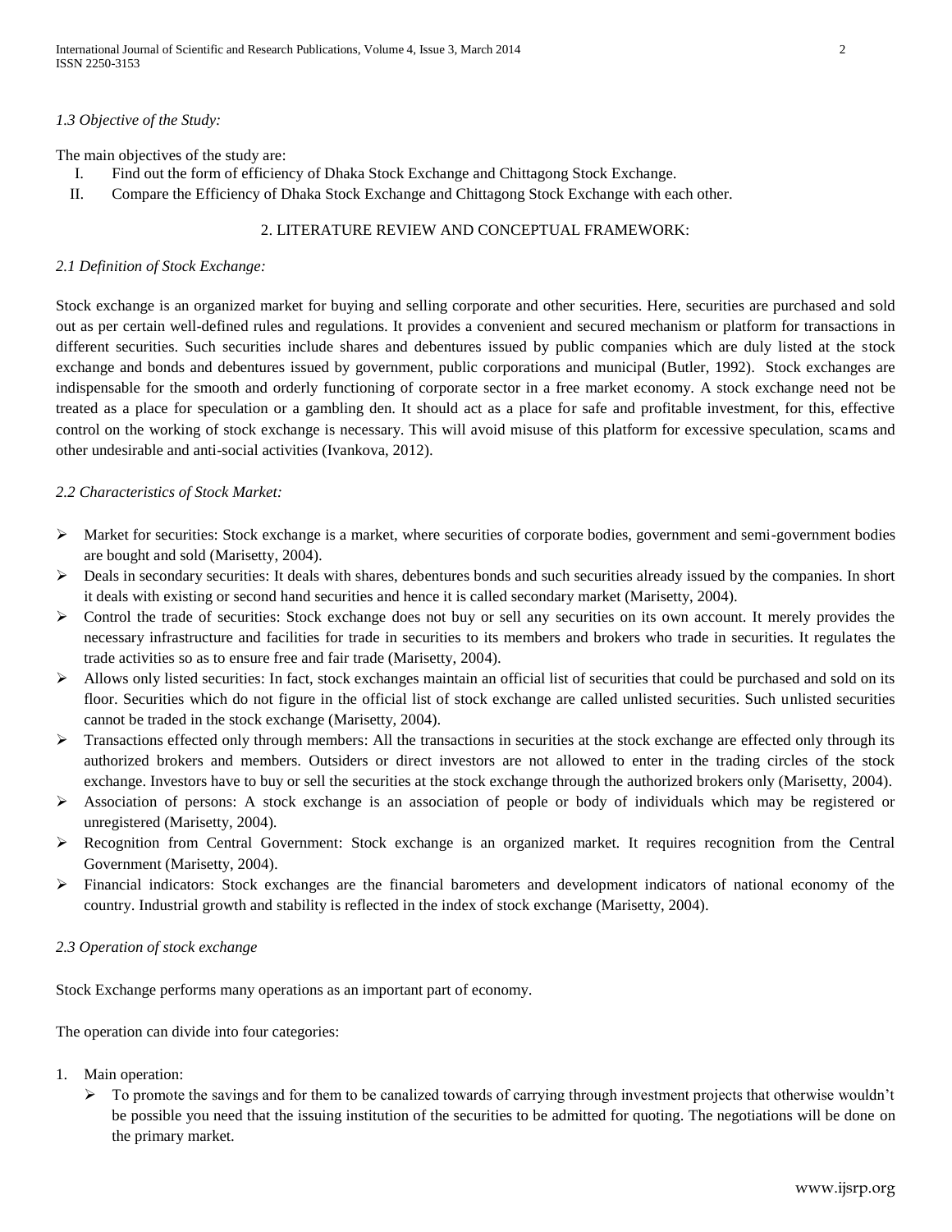### *1.3 Objective of the Study:*

The main objectives of the study are:

I. Find out the form of efficiency of Dhaka Stock Exchange and Chittagong Stock Exchange.
II. Compare the Efficiency of Dhaka Stock Exchange and Chittagong Stock Exchange with each other.

## 2. LITERATURE REVIEW AND CONCEPTUAL FRAMEWORK:

### *2.1 Definition of Stock Exchange:*

Stock exchange is an organized market for buying and selling corporate and other securities. Here, securities are purchased and sold out as per certain well-defined rules and regulations. It provides a convenient and secured mechanism or platform for transactions in different securities. Such securities include shares and debentures issued by public companies which are duly listed at the stock exchange and bonds and debentures issued by government, public corporations and municipal (Butler, 1992). Stock exchanges are indispensable for the smooth and orderly functioning of corporate sector in a free market economy. A stock exchange need not be treated as a place for speculation or a gambling den. It should act as a place for safe and profitable investment, for this, effective control on the working of stock exchange is necessary. This will avoid misuse of this platform for excessive speculation, scams and other undesirable and anti-social activities (Ivankova, 2012).

### *2.2 Characteristics of Stock Market:*

- Market for securities: Stock exchange is a market, where securities of corporate bodies, government and semi-government bodies are bought and sold (Marisetty, 2004).
- Deals in secondary securities: It deals with shares, debentures bonds and such securities already issued by the companies. In short it deals with existing or second hand securities and hence it is called secondary market (Marisetty, 2004).
- Control the trade of securities: Stock exchange does not buy or sell any securities on its own account. It merely provides the necessary infrastructure and facilities for trade in securities to its members and brokers who trade in securities. It regulates the trade activities so as to ensure free and fair trade (Marisetty, 2004).
- Allows only listed securities: In fact, stock exchanges maintain an official list of securities that could be purchased and sold on its floor. Securities which do not figure in the official list of stock exchange are called unlisted securities. Such unlisted securities cannot be traded in the stock exchange (Marisetty, 2004).
- Transactions effected only through members: All the transactions in securities at the stock exchange are effected only through its authorized brokers and members. Outsiders or direct investors are not allowed to enter in the trading circles of the stock exchange. Investors have to buy or sell the securities at the stock exchange through the authorized brokers only (Marisetty, 2004).
- Association of persons: A stock exchange is an association of people or body of individuals which may be registered or unregistered (Marisetty, 2004).
- Recognition from Central Government: Stock exchange is an organized market. It requires recognition from the Central Government (Marisetty, 2004).
- Financial indicators: Stock exchanges are the financial barometers and development indicators of national economy of the country. Industrial growth and stability is reflected in the index of stock exchange (Marisetty, 2004).

### *2.3 Operation of stock exchange*

Stock Exchange performs many operations as an important part of economy.

The operation can divide into four categories:

1. Main operation:
   - To promote the savings and for them to be canalized towards of carrying through investment projects that otherwise wouldn't be possible you need that the issuing institution of the securities to be admitted for quoting. The negotiations will be done on the primary market.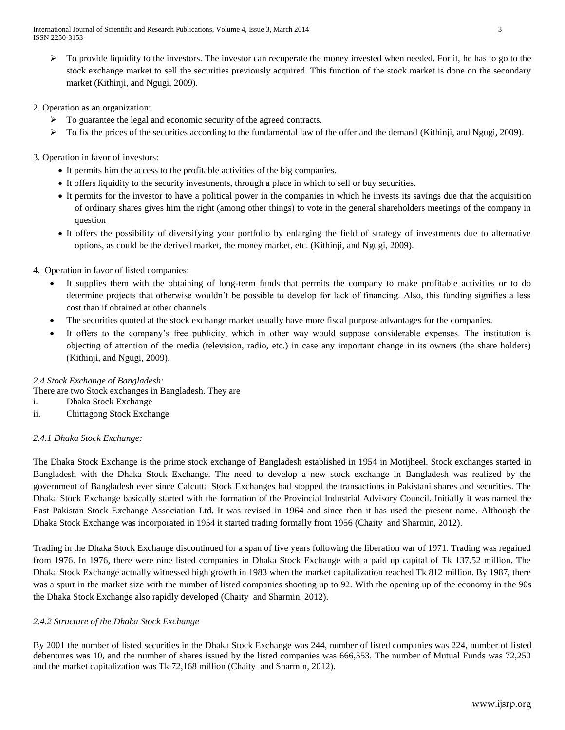- To provide liquidity to the investors. The investor can recuperate the money invested when needed. For it, he has to go to the stock exchange market to sell the securities previously acquired. This function of the stock market is done on the secondary market (Kithinji, and Ngugi, 2009).

2. Operation as an organization:

- To guarantee the legal and economic security of the agreed contracts.
- To fix the prices of the securities according to the fundamental law of the offer and the demand (Kithinji, and Ngugi, 2009).

3. Operation in favor of investors:

- It permits him the access to the profitable activities of the big companies.
- It offers liquidity to the security investments, through a place in which to sell or buy securities.
- It permits for the investor to have a political power in the companies in which he invests its savings due that the acquisition of ordinary shares gives him the right (among other things) to vote in the general shareholders meetings of the company in question
- It offers the possibility of diversifying your portfolio by enlarging the field of strategy of investments due to alternative options, as could be the derived market, the money market, etc. (Kithinji, and Ngugi, 2009).

4. Operation in favor of listed companies:

- It supplies them with the obtaining of long-term funds that permits the company to make profitable activities or to do determine projects that otherwise wouldn't be possible to develop for lack of financing. Also, this funding signifies a less cost than if obtained at other channels.
- The securities quoted at the stock exchange market usually have more fiscal purpose advantages for the companies.
- It offers to the company's free publicity, which in other way would suppose considerable expenses. The institution is objecting of attention of the media (television, radio, etc.) in case any important change in its owners (the share holders) (Kithinji, and Ngugi, 2009).

*2.4 Stock Exchange of Bangladesh:*

There are two Stock exchanges in Bangladesh. They are

i. Dhaka Stock Exchange
ii. Chittagong Stock Exchange

*2.4.1 Dhaka Stock Exchange:*

The Dhaka Stock Exchange is the prime stock exchange of Bangladesh established in 1954 in Motijheel. Stock exchanges started in Bangladesh with the Dhaka Stock Exchange. The need to develop a new stock exchange in Bangladesh was realized by the government of Bangladesh ever since Calcutta Stock Exchanges had stopped the transactions in Pakistani shares and securities. The Dhaka Stock Exchange basically started with the formation of the Provincial Industrial Advisory Council. Initially it was named the East Pakistan Stock Exchange Association Ltd. It was revised in 1964 and since then it has used the present name. Although the Dhaka Stock Exchange was incorporated in 1954 it started trading formally from 1956 (Chaity and Sharmin, 2012).

Trading in the Dhaka Stock Exchange discontinued for a span of five years following the liberation war of 1971. Trading was regained from 1976. In 1976, there were nine listed companies in Dhaka Stock Exchange with a paid up capital of Tk 137.52 million. The Dhaka Stock Exchange actually witnessed high growth in 1983 when the market capitalization reached Tk 812 million. By 1987, there was a spurt in the market size with the number of listed companies shooting up to 92. With the opening up of the economy in the 90s the Dhaka Stock Exchange also rapidly developed (Chaity and Sharmin, 2012).

*2.4.2 Structure of the Dhaka Stock Exchange*

By 2001 the number of listed securities in the Dhaka Stock Exchange was 244, number of listed companies was 224, number of listed debentures was 10, and the number of shares issued by the listed companies was 666,553. The number of Mutual Funds was 72,250 and the market capitalization was Tk 72,168 million (Chaity and Sharmin, 2012).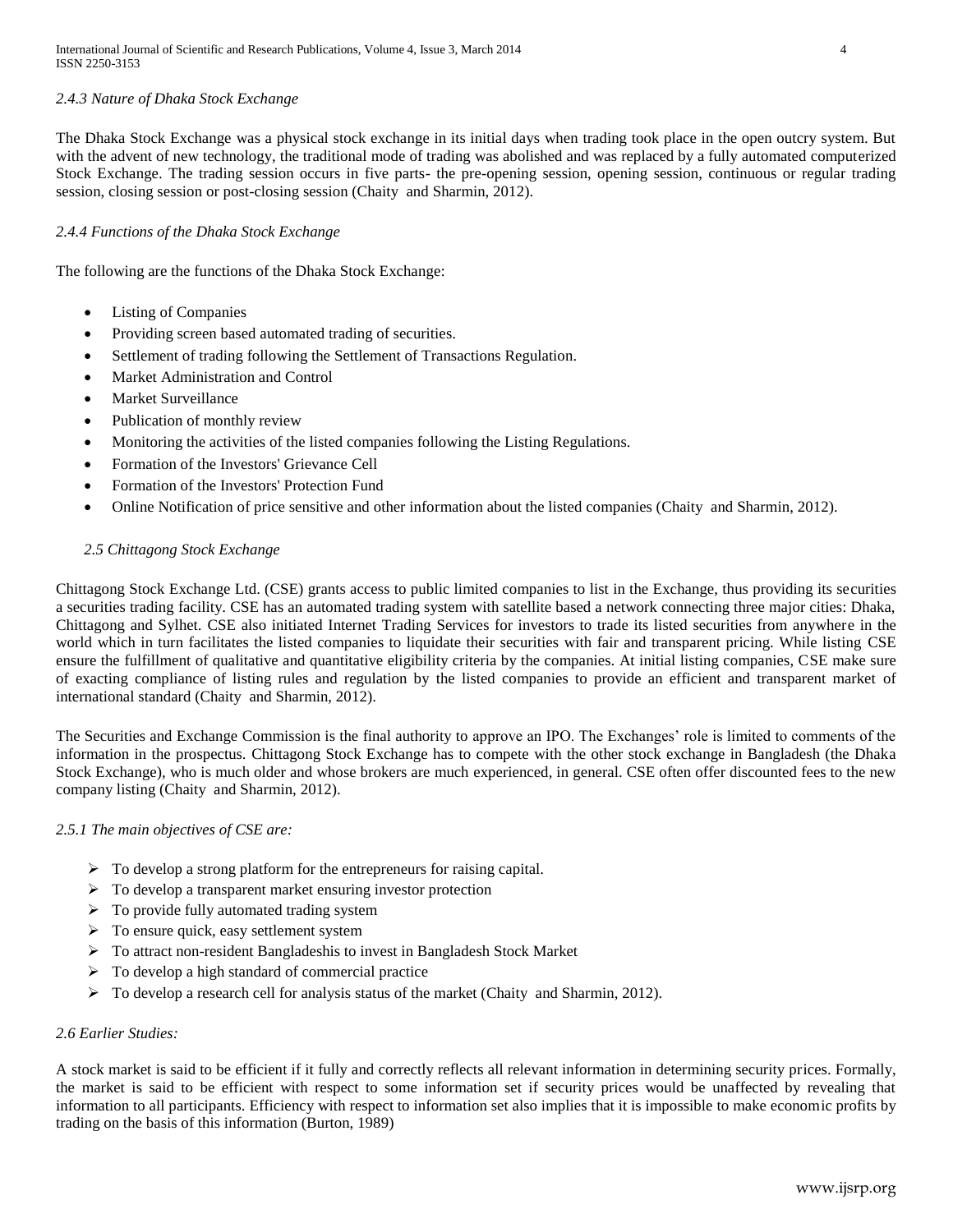#### *2.4.3 Nature of Dhaka Stock Exchange*

The Dhaka Stock Exchange was a physical stock exchange in its initial days when trading took place in the open outcry system. But with the advent of new technology, the traditional mode of trading was abolished and was replaced by a fully automated computerized Stock Exchange. The trading session occurs in five parts- the pre-opening session, opening session, continuous or regular trading session, closing session or post-closing session (Chaity and Sharmin, 2012).

#### *2.4.4 Functions of the Dhaka Stock Exchange*

The following are the functions of the Dhaka Stock Exchange:

- Listing of Companies
- Providing screen based automated trading of securities.
- Settlement of trading following the Settlement of Transactions Regulation.
- Market Administration and Control
- Market Surveillance
- Publication of monthly review
- Monitoring the activities of the listed companies following the Listing Regulations.
- Formation of the Investors' Grievance Cell
- Formation of the Investors' Protection Fund
- Online Notification of price sensitive and other information about the listed companies (Chaity and Sharmin, 2012).

### *2.5 Chittagong Stock Exchange*

Chittagong Stock Exchange Ltd. (CSE) grants access to public limited companies to list in the Exchange, thus providing its securities a securities trading facility. CSE has an automated trading system with satellite based a network connecting three major cities: Dhaka, Chittagong and Sylhet. CSE also initiated Internet Trading Services for investors to trade its listed securities from anywhere in the world which in turn facilitates the listed companies to liquidate their securities with fair and transparent pricing. While listing CSE ensure the fulfillment of qualitative and quantitative eligibility criteria by the companies. At initial listing companies, CSE make sure of exacting compliance of listing rules and regulation by the listed companies to provide an efficient and transparent market of international standard (Chaity and Sharmin, 2012).

The Securities and Exchange Commission is the final authority to approve an IPO. The Exchanges' role is limited to comments of the information in the prospectus. Chittagong Stock Exchange has to compete with the other stock exchange in Bangladesh (the Dhaka Stock Exchange), who is much older and whose brokers are much experienced, in general. CSE often offer discounted fees to the new company listing (Chaity and Sharmin, 2012).

#### *2.5.1 The main objectives of CSE are:*

- To develop a strong platform for the entrepreneurs for raising capital.
- To develop a transparent market ensuring investor protection
- To provide fully automated trading system
- To ensure quick, easy settlement system
- To attract non-resident Bangladeshis to invest in Bangladesh Stock Market
- To develop a high standard of commercial practice
- To develop a research cell for analysis status of the market (Chaity and Sharmin, 2012).

### *2.6 Earlier Studies:*

A stock market is said to be efficient if it fully and correctly reflects all relevant information in determining security prices. Formally, the market is said to be efficient with respect to some information set if security prices would be unaffected by revealing that information to all participants. Efficiency with respect to information set also implies that it is impossible to make economic profits by trading on the basis of this information (Burton, 1989)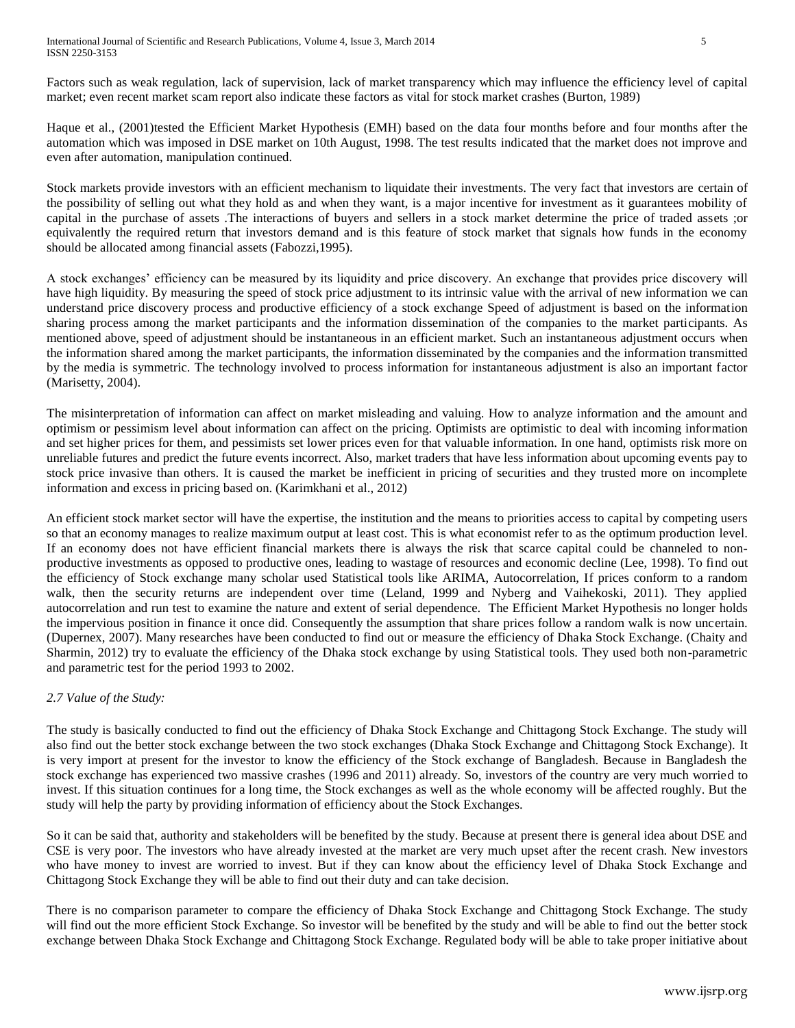Factors such as weak regulation, lack of supervision, lack of market transparency which may influence the efficiency level of capital market; even recent market scam report also indicate these factors as vital for stock market crashes (Burton, 1989)

Haque et al., (2001)tested the Efficient Market Hypothesis (EMH) based on the data four months before and four months after the automation which was imposed in DSE market on 10th August, 1998. The test results indicated that the market does not improve and even after automation, manipulation continued.

Stock markets provide investors with an efficient mechanism to liquidate their investments. The very fact that investors are certain of the possibility of selling out what they hold as and when they want, is a major incentive for investment as it guarantees mobility of capital in the purchase of assets .The interactions of buyers and sellers in a stock market determine the price of traded assets ;or equivalently the required return that investors demand and is this feature of stock market that signals how funds in the economy should be allocated among financial assets (Fabozzi,1995).

A stock exchanges' efficiency can be measured by its liquidity and price discovery. An exchange that provides price discovery will have high liquidity. By measuring the speed of stock price adjustment to its intrinsic value with the arrival of new information we can understand price discovery process and productive efficiency of a stock exchange Speed of adjustment is based on the information sharing process among the market participants and the information dissemination of the companies to the market participants. As mentioned above, speed of adjustment should be instantaneous in an efficient market. Such an instantaneous adjustment occurs when the information shared among the market participants, the information disseminated by the companies and the information transmitted by the media is symmetric. The technology involved to process information for instantaneous adjustment is also an important factor (Marisetty, 2004).

The misinterpretation of information can affect on market misleading and valuing. How to analyze information and the amount and optimism or pessimism level about information can affect on the pricing. Optimists are optimistic to deal with incoming information and set higher prices for them, and pessimists set lower prices even for that valuable information. In one hand, optimists risk more on unreliable futures and predict the future events incorrect. Also, market traders that have less information about upcoming events pay to stock price invasive than others. It is caused the market be inefficient in pricing of securities and they trusted more on incomplete information and excess in pricing based on. (Karimkhani et al., 2012)

An efficient stock market sector will have the expertise, the institution and the means to priorities access to capital by competing users so that an economy manages to realize maximum output at least cost. This is what economist refer to as the optimum production level. If an economy does not have efficient financial markets there is always the risk that scarce capital could be channeled to non-productive investments as opposed to productive ones, leading to wastage of resources and economic decline (Lee, 1998). To find out the efficiency of Stock exchange many scholar used Statistical tools like ARIMA, Autocorrelation, If prices conform to a random walk, then the security returns are independent over time (Leland, 1999 and Nyberg and Vaihekoski, 2011). They applied autocorrelation and run test to examine the nature and extent of serial dependence. The Efficient Market Hypothesis no longer holds the impervious position in finance it once did. Consequently the assumption that share prices follow a random walk is now uncertain. (Dupernex, 2007). Many researches have been conducted to find out or measure the efficiency of Dhaka Stock Exchange. (Chaity and Sharmin, 2012) try to evaluate the efficiency of the Dhaka stock exchange by using Statistical tools. They used both non-parametric and parametric test for the period 1993 to 2002.

*2.7 Value of the Study:*

The study is basically conducted to find out the efficiency of Dhaka Stock Exchange and Chittagong Stock Exchange. The study will also find out the better stock exchange between the two stock exchanges (Dhaka Stock Exchange and Chittagong Stock Exchange). It is very import at present for the investor to know the efficiency of the Stock exchange of Bangladesh. Because in Bangladesh the stock exchange has experienced two massive crashes (1996 and 2011) already. So, investors of the country are very much worried to invest. If this situation continues for a long time, the Stock exchanges as well as the whole economy will be affected roughly. But the study will help the party by providing information of efficiency about the Stock Exchanges.

So it can be said that, authority and stakeholders will be benefited by the study. Because at present there is general idea about DSE and CSE is very poor. The investors who have already invested at the market are very much upset after the recent crash. New investors who have money to invest are worried to invest. But if they can know about the efficiency level of Dhaka Stock Exchange and Chittagong Stock Exchange they will be able to find out their duty and can take decision.

There is no comparison parameter to compare the efficiency of Dhaka Stock Exchange and Chittagong Stock Exchange. The study will find out the more efficient Stock Exchange. So investor will be benefited by the study and will be able to find out the better stock exchange between Dhaka Stock Exchange and Chittagong Stock Exchange. Regulated body will be able to take proper initiative about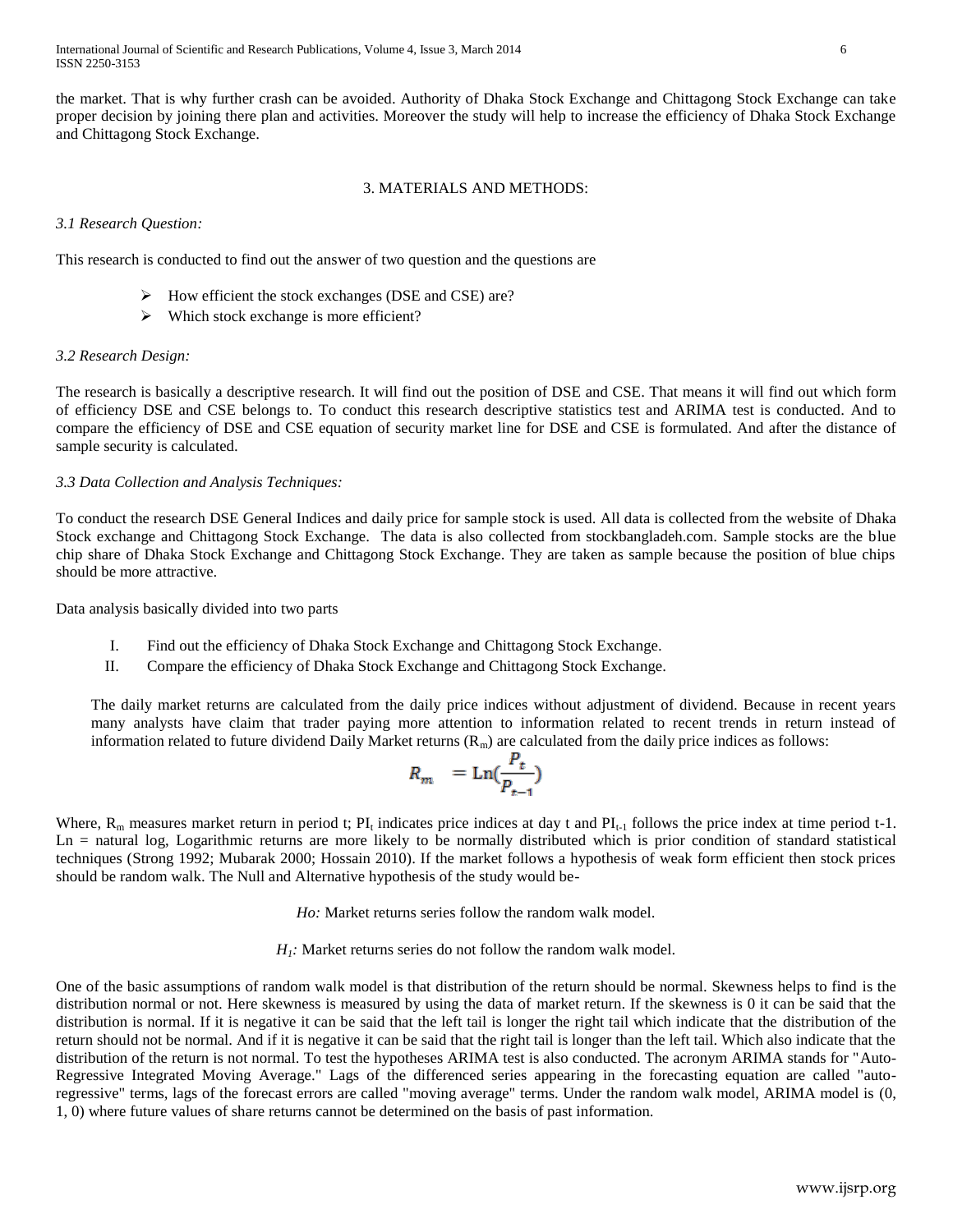the market. That is why further crash can be avoided. Authority of Dhaka Stock Exchange and Chittagong Stock Exchange can take proper decision by joining there plan and activities. Moreover the study will help to increase the efficiency of Dhaka Stock Exchange and Chittagong Stock Exchange.

## 3. MATERIALS AND METHODS:

### *3.1 Research Question:*

This research is conducted to find out the answer of two question and the questions are

- How efficient the stock exchanges (DSE and CSE) are?
- Which stock exchange is more efficient?

### *3.2 Research Design:*

The research is basically a descriptive research. It will find out the position of DSE and CSE. That means it will find out which form of efficiency DSE and CSE belongs to. To conduct this research descriptive statistics test and ARIMA test is conducted. And to compare the efficiency of DSE and CSE equation of security market line for DSE and CSE is formulated. And after the distance of sample security is calculated.

### *3.3 Data Collection and Analysis Techniques:*

To conduct the research DSE General Indices and daily price for sample stock is used. All data is collected from the website of Dhaka Stock exchange and Chittagong Stock Exchange. The data is also collected from stockbangladeh.com. Sample stocks are the blue chip share of Dhaka Stock Exchange and Chittagong Stock Exchange. They are taken as sample because the position of blue chips should be more attractive.

Data analysis basically divided into two parts

I. Find out the efficiency of Dhaka Stock Exchange and Chittagong Stock Exchange.
II. Compare the efficiency of Dhaka Stock Exchange and Chittagong Stock Exchange.

The daily market returns are calculated from the daily price indices without adjustment of dividend. Because in recent years many analysts have claim that trader paying more attention to information related to recent trends in return instead of information related to future dividend Daily Market returns ($R_m$) are calculated from the daily price indices as follows:

$$R_m = \text{Ln}(\frac{P_t}{P_{t-1}})$$

Where, $R_m$ measures market return in period t; $PI_t$ indicates price indices at day t and $PI_{t-1}$ follows the price index at time period t-1. Ln = natural log, Logarithmic returns are more likely to be normally distributed which is prior condition of standard statistical techniques (Strong 1992; Mubarak 2000; Hossain 2010). If the market follows a hypothesis of weak form efficient then stock prices should be random walk. The Null and Alternative hypothesis of the study would be-

*Ho:* Market returns series follow the random walk model.

*$H_1$:* Market returns series do not follow the random walk model.

One of the basic assumptions of random walk model is that distribution of the return should be normal. Skewness helps to find is the distribution normal or not. Here skewness is measured by using the data of market return. If the skewness is 0 it can be said that the distribution is normal. If it is negative it can be said that the left tail is longer the right tail which indicate that the distribution of the return should not be normal. And if it is negative it can be said that the right tail is longer than the left tail. Which also indicate that the distribution of the return is not normal. To test the hypotheses ARIMA test is also conducted. The acronym ARIMA stands for "Auto-Regressive Integrated Moving Average." Lags of the differenced series appearing in the forecasting equation are called "auto-regressive" terms, lags of the forecast errors are called "moving average" terms. Under the random walk model, ARIMA model is (0, 1, 0) where future values of share returns cannot be determined on the basis of past information.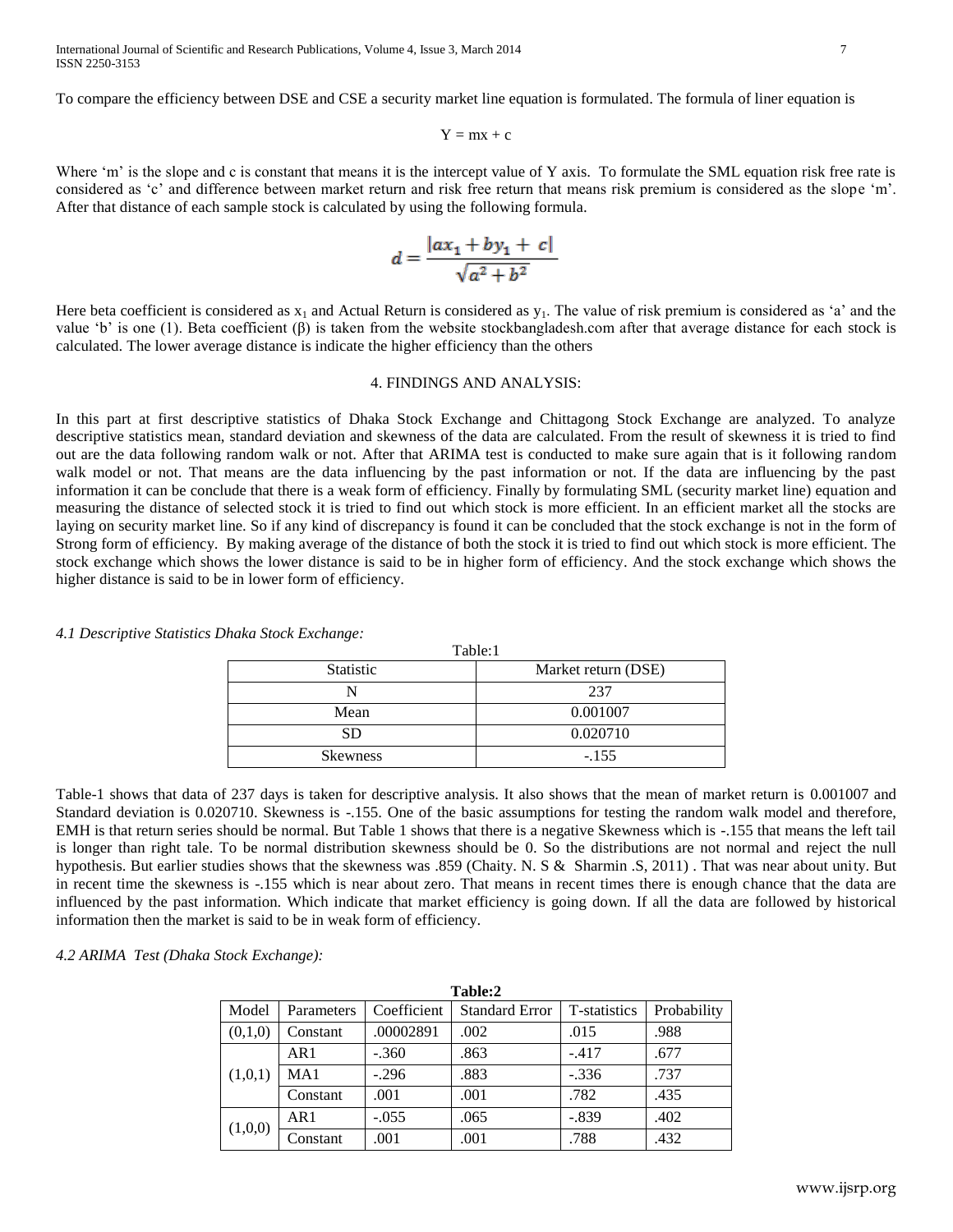To compare the efficiency between DSE and CSE a security market line equation is formulated. The formula of liner equation is

$$Y = mx + c$$

Where 'm' is the slope and c is constant that means it is the intercept value of Y axis. To formulate the SML equation risk free rate is considered as 'c' and difference between market return and risk free return that means risk premium is considered as the slope 'm'. After that distance of each sample stock is calculated by using the following formula.

$$d = \frac{|ax_1 + by_1 + c|}{\sqrt{a^2 + b^2}}$$

Here beta coefficient is considered as $x_1$ and Actual Return is considered as $y_1$. The value of risk premium is considered as 'a' and the value 'b' is one (1). Beta coefficient (β) is taken from the website stockbangladesh.com after that average distance for each stock is calculated. The lower average distance is indicate the higher efficiency than the others

## 4. FINDINGS AND ANALYSIS:

In this part at first descriptive statistics of Dhaka Stock Exchange and Chittagong Stock Exchange are analyzed. To analyze descriptive statistics mean, standard deviation and skewness of the data are calculated. From the result of skewness it is tried to find out are the data following random walk or not. After that ARIMA test is conducted to make sure again that is it following random walk model or not. That means are the data influencing by the past information or not. If the data are influencing by the past information it can be conclude that there is a weak form of efficiency. Finally by formulating SML (security market line) equation and measuring the distance of selected stock it is tried to find out which stock is more efficient. In an efficient market all the stocks are laying on security market line. So if any kind of discrepancy is found it can be concluded that the stock exchange is not in the form of Strong form of efficiency. By making average of the distance of both the stock it is tried to find out which stock is more efficient. The stock exchange which shows the lower distance is said to be in higher form of efficiency. And the stock exchange which shows the higher distance is said to be in lower form of efficiency.

### *4.1 Descriptive Statistics Dhaka Stock Exchange:*

Table:1

| Statistic | Market return (DSE) |
|---|---|
| N | 237 |
| Mean | 0.001007 |
| SD | 0.020710 |
| Skewness | -.155 |

Table-1 shows that data of 237 days is taken for descriptive analysis. It also shows that the mean of market return is 0.001007 and Standard deviation is 0.020710. Skewness is -.155. One of the basic assumptions for testing the random walk model and therefore, EMH is that return series should be normal. But Table 1 shows that there is a negative Skewness which is -.155 that means the left tail is longer than right tale. To be normal distribution skewness should be 0. So the distributions are not normal and reject the null hypothesis. But earlier studies shows that the skewness was .859 (Chaity. N. S & Sharmin .S, 2011) . That was near about unity. But in recent time the skewness is -.155 which is near about zero. That means in recent times there is enough chance that the data are influenced by the past information. Which indicate that market efficiency is going down. If all the data are followed by historical information then the market is said to be in weak form of efficiency.

### *4.2 ARIMA Test (Dhaka Stock Exchange):*

**Table:2**

| Model | Parameters | Coefficient | Standard Error | T-statistics | Probability |
|---|---|---|---|---|---|
| (0,1,0) | Constant | .00002891 | .002 | .015 | .988 |
| (1,0,1) | AR1 | -.360 | .863 | -.417 | .677 |
| | MA1 | -.296 | .883 | -.336 | .737 |
| | Constant | .001 | .001 | .782 | .435 |
| (1,0,0) | AR1 | -.055 | .065 | -.839 | .402 |
| | Constant | .001 | .001 | .788 | .432 |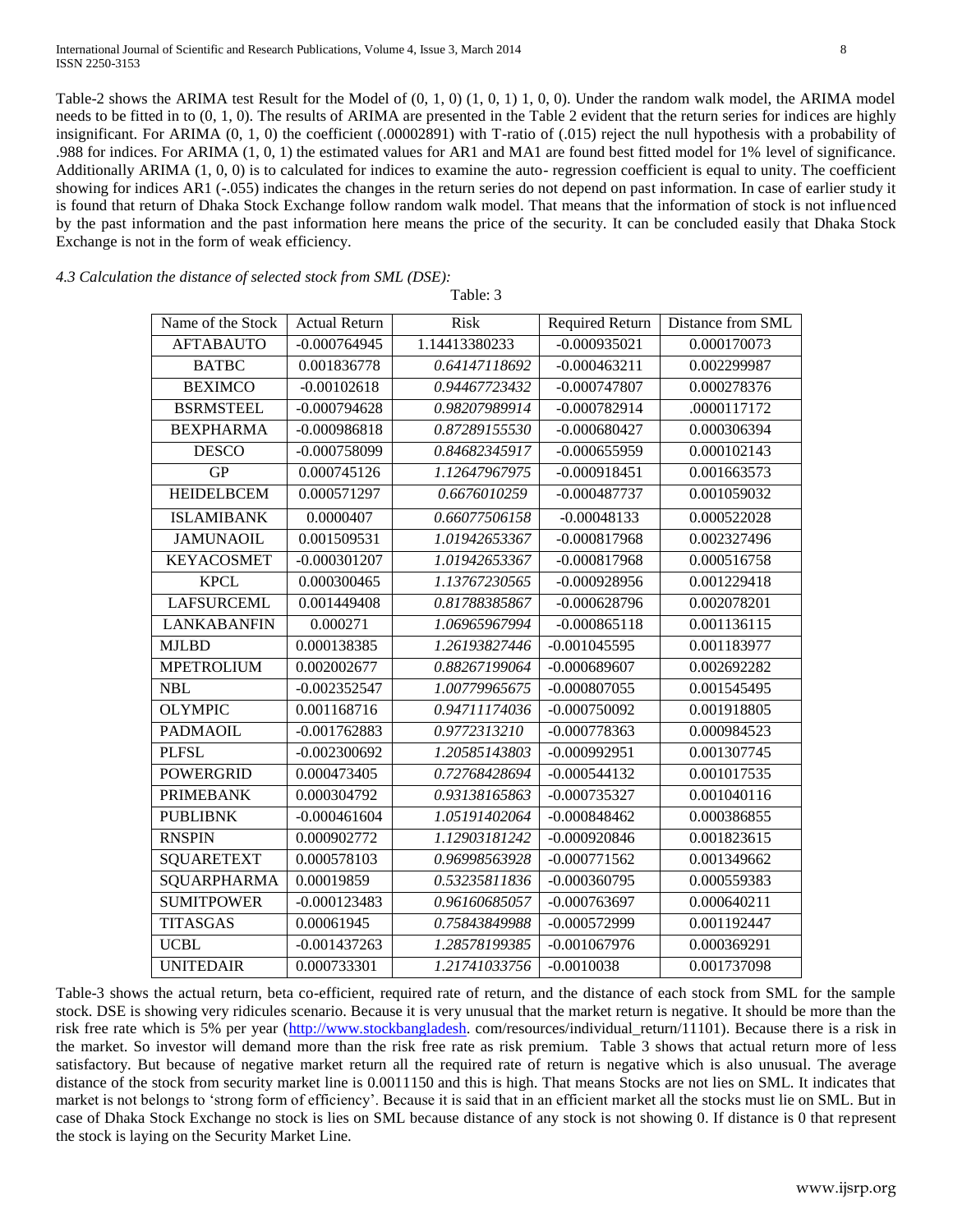Table-2 shows the ARIMA test Result for the Model of (0, 1, 0) (1, 0, 1) 1, 0, 0). Under the random walk model, the ARIMA model needs to be fitted in to (0, 1, 0). The results of ARIMA are presented in the Table 2 evident that the return series for indices are highly insignificant. For ARIMA (0, 1, 0) the coefficient (.00002891) with T-ratio of (.015) reject the null hypothesis with a probability of .988 for indices. For ARIMA (1, 0, 1) the estimated values for AR1 and MA1 are found best fitted model for 1% level of significance. Additionally ARIMA (1, 0, 0) is to calculated for indices to examine the auto- regression coefficient is equal to unity. The coefficient showing for indices AR1 (-.055) indicates the changes in the return series do not depend on past information. In case of earlier study it is found that return of Dhaka Stock Exchange follow random walk model. That means that the information of stock is not influenced by the past information and the past information here means the price of the security. It can be concluded easily that Dhaka Stock Exchange is not in the form of weak efficiency.

*4.3 Calculation the distance of selected stock from SML (DSE):*

Table: 3

| Name of the Stock | Actual Return | Risk | Required Return | Distance from SML |
|---|---|---|---|---|
| AFTABAUTO | -0.000764945 | 1.14413380233 | -0.000935021 | 0.000170073 |
| BATBC | 0.001836778 | *0.64147118692* | -0.000463211 | 0.002299987 |
| BEXIMCO | -0.00102618 | *0.94467723432* | -0.000747807 | 0.000278376 |
| BSRMSTEEL | -0.000794628 | *0.98207989914* | -0.000782914 | .0000117172 |
| BEXPHARMA | -0.000986818 | *0.87289155530* | -0.000680427 | 0.000306394 |
| DESCO | -0.000758099 | *0.84682345917* | -0.000655959 | 0.000102143 |
| GP | 0.000745126 | *1.12647967975* | -0.000918451 | 0.001663573 |
| HEIDELBCEM | 0.000571297 | *0.6676010259* | -0.000487737 | 0.001059032 |
| ISLAMIBANK | 0.0000407 | *0.66077506158* | -0.00048133 | 0.000522028 |
| JAMUNAOIL | 0.001509531 | *1.01942653367* | -0.000817968 | 0.002327496 |
| KEYACOSMET | -0.000301207 | *1.01942653367* | -0.000817968 | 0.000516758 |
| KPCL | 0.000300465 | *1.13767230565* | -0.000928956 | 0.001229418 |
| LAFSURCEML | 0.001449408 | *0.81788385867* | -0.000628796 | 0.002078201 |
| LANKABANFIN | 0.000271 | *1.06965967994* | -0.000865118 | 0.001136115 |
| MJLBD | 0.000138385 | *1.26193827446* | -0.001045595 | 0.001183977 |
| MPETROLIUM | 0.002002677 | *0.88267199064* | -0.000689607 | 0.002692282 |
| NBL | -0.002352547 | *1.00779965675* | -0.000807055 | 0.001545495 |
| OLYMPIC | 0.001168716 | *0.94711174036* | -0.000750092 | 0.001918805 |
| PADMAOIL | -0.001762883 | *0.9772313210* | -0.000778363 | 0.000984523 |
| PLFSL | -0.002300692 | *1.20585143803* | -0.000992951 | 0.001307745 |
| POWERGRID | 0.000473405 | *0.72768428694* | -0.000544132 | 0.001017535 |
| PRIMEBANK | 0.000304792 | *0.93138165863* | -0.000735327 | 0.001040116 |
| PUBLIBNK | -0.000461604 | *1.05191402064* | -0.000848462 | 0.000386855 |
| RNSPIN | 0.000902772 | *1.12903181242* | -0.000920846 | 0.001823615 |
| SQUARETEXT | 0.000578103 | *0.96998563928* | -0.000771562 | 0.001349662 |
| SQUARPHARMA | 0.00019859 | *0.53235811836* | -0.000360795 | 0.000559383 |
| SUMITPOWER | -0.000123483 | *0.96160685057* | -0.000763697 | 0.000640211 |
| TITASGAS | 0.00061945 | *0.75843849988* | -0.000572999 | 0.001192447 |
| UCBL | -0.001437263 | *1.28578199385* | -0.001067976 | 0.000369291 |
| UNITEDAIR | 0.000733301 | *1.21741033756* | -0.0010038 | 0.001737098 |

Table-3 shows the actual return, beta co-efficient, required rate of return, and the distance of each stock from SML for the sample stock. DSE is showing very ridicules scenario. Because it is very unusual that the market return is negative. It should be more than the risk free rate which is 5% per year (http://www.stockbangladesh. com/resources/individual_return/11101). Because there is a risk in the market. So investor will demand more than the risk free rate as risk premium. Table 3 shows that actual return more of less satisfactory. But because of negative market return all the required rate of return is negative which is also unusual. The average distance of the stock from security market line is 0.0011150 and this is high. That means Stocks are not lies on SML. It indicates that market is not belongs to 'strong form of efficiency'. Because it is said that in an efficient market all the stocks must lie on SML. But in case of Dhaka Stock Exchange no stock is lies on SML because distance of any stock is not showing 0. If distance is 0 that represent the stock is laying on the Security Market Line.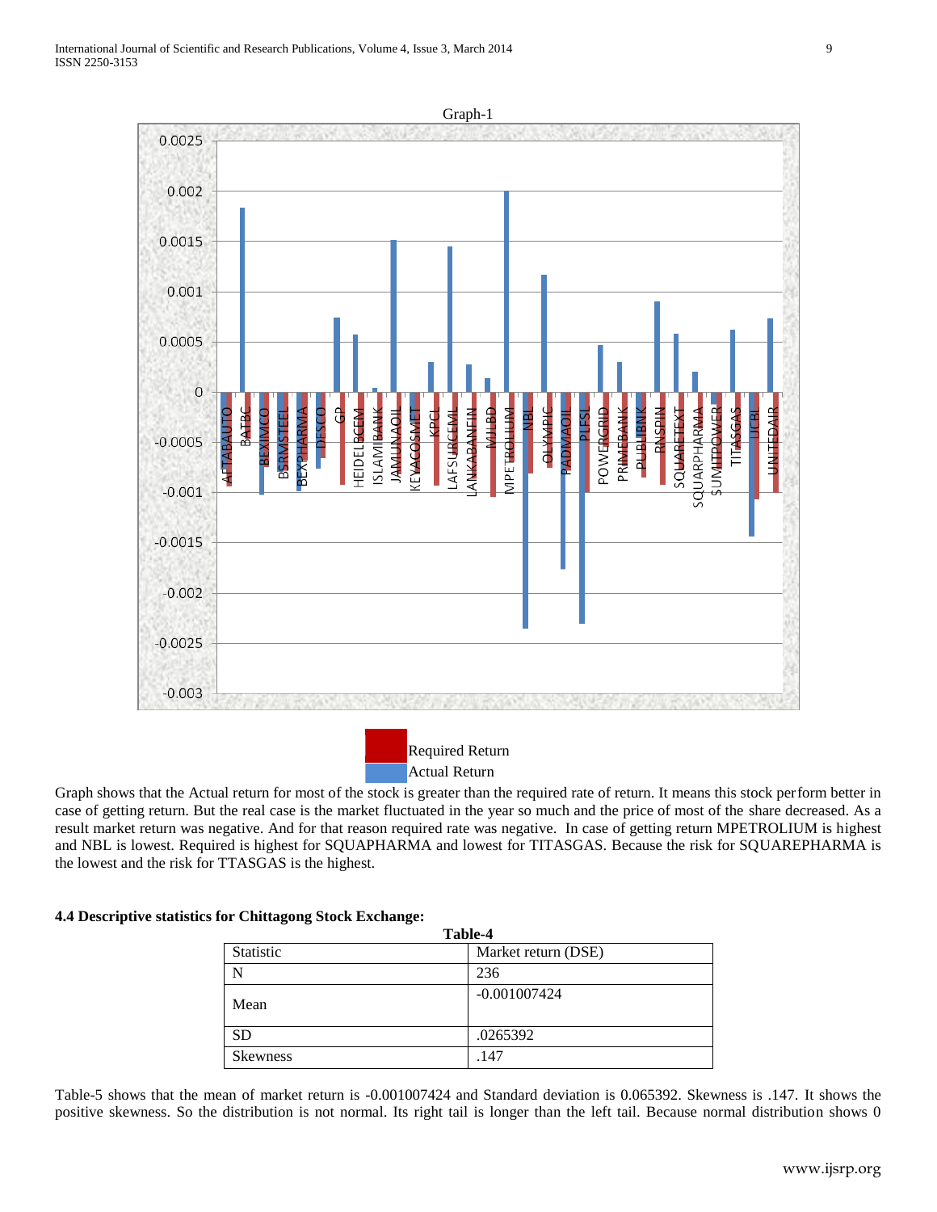Graph-1

Required Return
Actual Return

Graph shows that the Actual return for most of the stock is greater than the required rate of return. It means this stock perform better in case of getting return. But the real case is the market fluctuated in the year so much and the price of most of the share decreased. As a result market return was negative. And for that reason required rate was negative. In case of getting return MPETROLIUM is highest and NBL is lowest. Required is highest for SQUAPHARMA and lowest for TITASGAS. Because the risk for SQUAREPHARMA is the lowest and the risk for TTASGAS is the highest.

### 4.4 Descriptive statistics for Chittagong Stock Exchange:

**Table-4**

| Statistic | Market return (DSE) |
| --- | --- |
| N | 236 |
| Mean | -0.001007424 |
| SD | .0265392 |
| Skewness | .147 |

Table-5 shows that the mean of market return is -0.001007424 and Standard deviation is 0.065392. Skewness is .147. It shows the positive skewness. So the distribution is not normal. Its right tail is longer than the left tail. Because normal distribution shows 0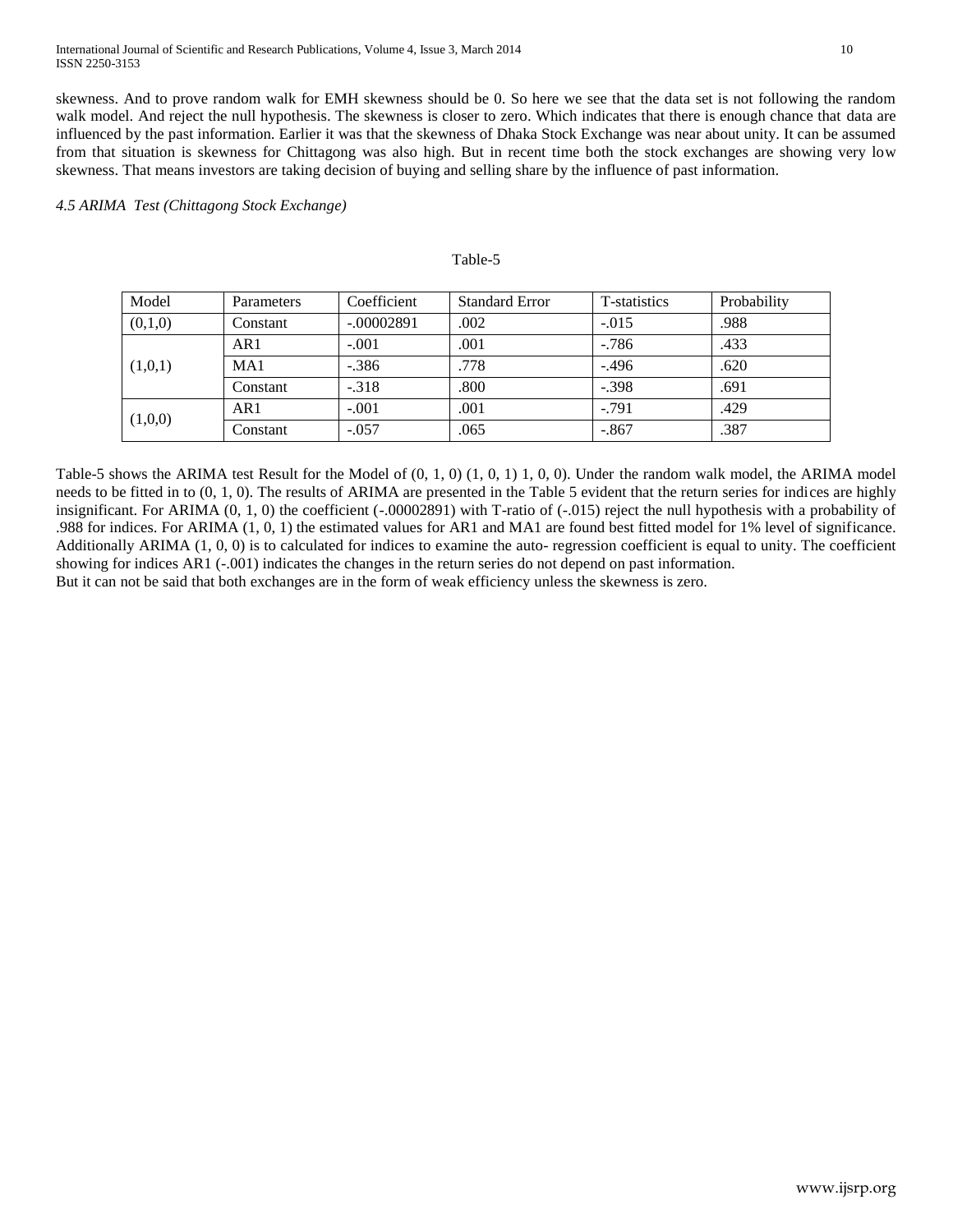skewness. And to prove random walk for EMH skewness should be 0. So here we see that the data set is not following the random walk model. And reject the null hypothesis. The skewness is closer to zero. Which indicates that there is enough chance that data are influenced by the past information. Earlier it was that the skewness of Dhaka Stock Exchange was near about unity. It can be assumed from that situation is skewness for Chittagong was also high. But in recent time both the stock exchanges are showing very low skewness. That means investors are taking decision of buying and selling share by the influence of past information.

*4.5 ARIMA Test (Chittagong Stock Exchange)*

Table-5

| Model | Parameters | Coefficient | Standard Error | T-statistics | Probability |
|---|---|---|---|---|---|
| (0,1,0) | Constant | -.00002891 | .002 | -.015 | .988 |
| (1,0,1) | AR1 | -.001 | .001 | -.786 | .433 |
| | MA1 | -.386 | .778 | -.496 | .620 |
| | Constant | -.318 | .800 | -.398 | .691 |
| (1,0,0) | AR1 | -.001 | .001 | -.791 | .429 |
| | Constant | -.057 | .065 | -.867 | .387 |

Table-5 shows the ARIMA test Result for the Model of (0, 1, 0) (1, 0, 1) 1, 0, 0). Under the random walk model, the ARIMA model needs to be fitted in to (0, 1, 0). The results of ARIMA are presented in the Table 5 evident that the return series for indices are highly insignificant. For ARIMA (0, 1, 0) the coefficient (-.00002891) with T-ratio of (-.015) reject the null hypothesis with a probability of .988 for indices. For ARIMA (1, 0, 1) the estimated values for AR1 and MA1 are found best fitted model for 1% level of significance. Additionally ARIMA (1, 0, 0) is to calculated for indices to examine the auto- regression coefficient is equal to unity. The coefficient showing for indices AR1 (-.001) indicates the changes in the return series do not depend on past information.
But it can not be said that both exchanges are in the form of weak efficiency unless the skewness is zero.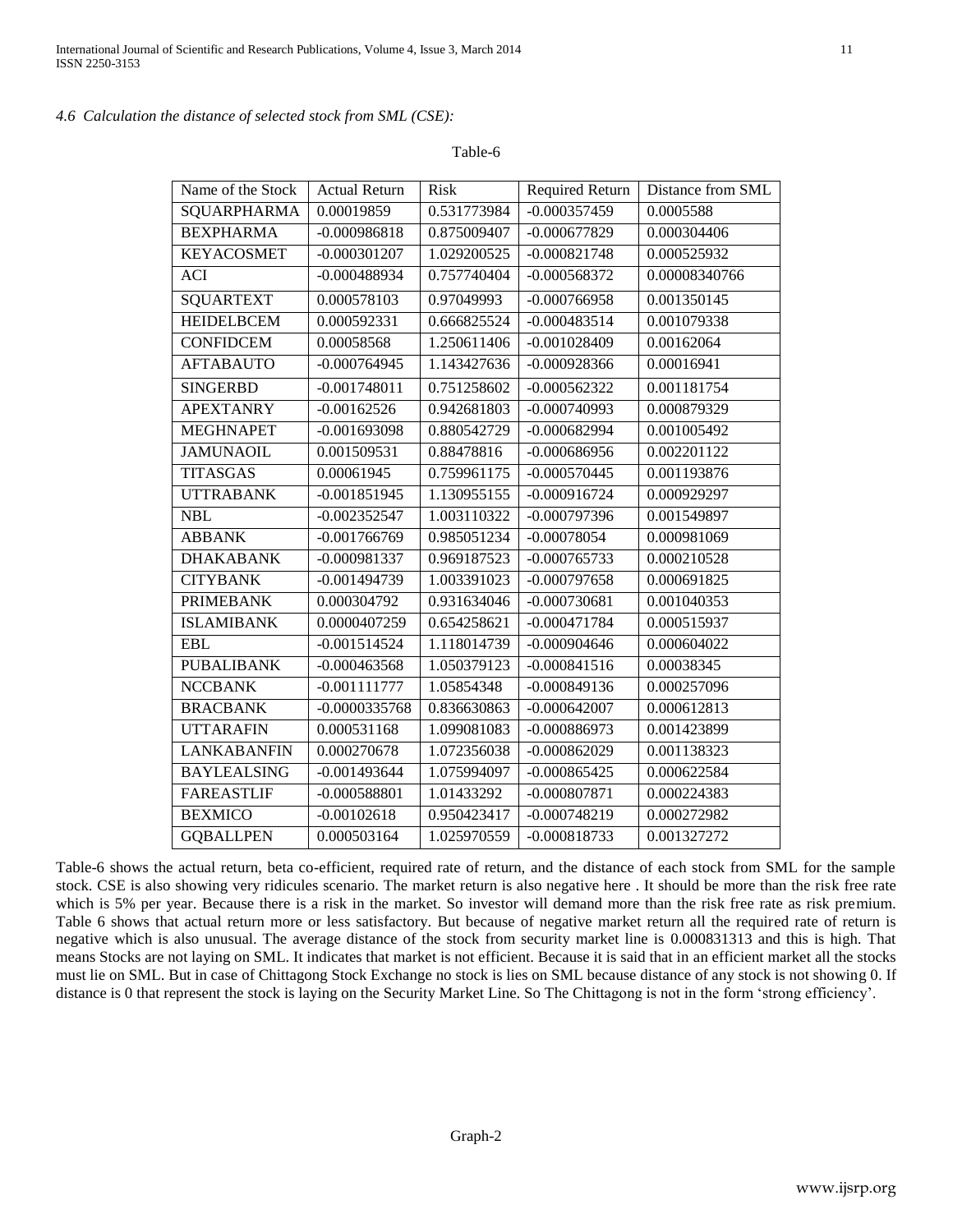*4.6 Calculation the distance of selected stock from SML (CSE):*

Table-6

| Name of the Stock | Actual Return | Risk | Required Return | Distance from SML |
|---|---|---|---|---|
| SQUARPHARMA | 0.00019859 | 0.531773984 | -0.000357459 | 0.0005588 |
| BEXPHARMA | -0.000986818 | 0.875009407 | -0.000677829 | 0.000304406 |
| KEYACOSMET | -0.000301207 | 1.029200525 | -0.000821748 | 0.000525932 |
| ACI | -0.000488934 | 0.757740404 | -0.000568372 | 0.00008340766 |
| SQUARTEXT | 0.000578103 | 0.97049993 | -0.000766958 | 0.001350145 |
| HEIDELBCEM | 0.000592331 | 0.666825524 | -0.000483514 | 0.001079338 |
| CONFIDCEM | 0.00058568 | 1.250611406 | -0.001028409 | 0.00162064 |
| AFTABAUTO | -0.000764945 | 1.143427636 | -0.000928366 | 0.00016941 |
| SINGERBD | -0.001748011 | 0.751258602 | -0.000562322 | 0.001181754 |
| APEXTANRY | -0.00162526 | 0.942681803 | -0.000740993 | 0.000879329 |
| MEGHNAPET | -0.001693098 | 0.880542729 | -0.000682994 | 0.001005492 |
| JAMUNAOIL | 0.001509531 | 0.88478816 | -0.000686956 | 0.002201122 |
| TITASGAS | 0.00061945 | 0.759961175 | -0.000570445 | 0.001193876 |
| UTTRABANK | -0.001851945 | 1.130955155 | -0.000916724 | 0.000929297 |
| NBL | -0.002352547 | 1.003110322 | -0.000797396 | 0.001549897 |
| ABBANK | -0.001766769 | 0.985051234 | -0.00078054 | 0.000981069 |
| DHAKABANK | -0.000981337 | 0.969187523 | -0.000765733 | 0.000210528 |
| CITYBANK | -0.001494739 | 1.003391023 | -0.000797658 | 0.000691825 |
| PRIMEBANK | 0.000304792 | 0.931634046 | -0.000730681 | 0.001040353 |
| ISLAMIBANK | 0.0000407259 | 0.654258621 | -0.000471784 | 0.000515937 |
| EBL | -0.001514524 | 1.118014739 | -0.000904646 | 0.000604022 |
| PUBALIBANK | -0.000463568 | 1.050379123 | -0.000841516 | 0.00038345 |
| NCCBANK | -0.001111777 | 1.05854348 | -0.000849136 | 0.000257096 |
| BRACBANK | -0.0000335768 | 0.836630863 | -0.000642007 | 0.000612813 |
| UTTARAFIN | 0.000531168 | 1.099081083 | -0.000886973 | 0.001423899 |
| LANKABANFIN | 0.000270678 | 1.072356038 | -0.000862029 | 0.001138323 |
| BAYLEALSING | -0.001493644 | 1.075994097 | -0.000865425 | 0.000622584 |
| FAREASTLIF | -0.000588801 | 1.01433292 | -0.000807871 | 0.000224383 |
| BEXMICO | -0.00102618 | 0.950423417 | -0.000748219 | 0.000272982 |
| GQBALLPEN | 0.000503164 | 1.025970559 | -0.000818733 | 0.001327272 |

Table-6 shows the actual return, beta co-efficient, required rate of return, and the distance of each stock from SML for the sample stock. CSE is also showing very ridicules scenario. The market return is also negative here . It should be more than the risk free rate which is 5% per year. Because there is a risk in the market. So investor will demand more than the risk free rate as risk premium. Table 6 shows that actual return more or less satisfactory. But because of negative market return all the required rate of return is negative which is also unusual. The average distance of the stock from security market line is 0.000831313 and this is high. That means Stocks are not laying on SML. It indicates that market is not efficient. Because it is said that in an efficient market all the stocks must lie on SML. But in case of Chittagong Stock Exchange no stock is lies on SML because distance of any stock is not showing 0. If distance is 0 that represent the stock is laying on the Security Market Line. So The Chittagong is not in the form 'strong efficiency'.

Graph-2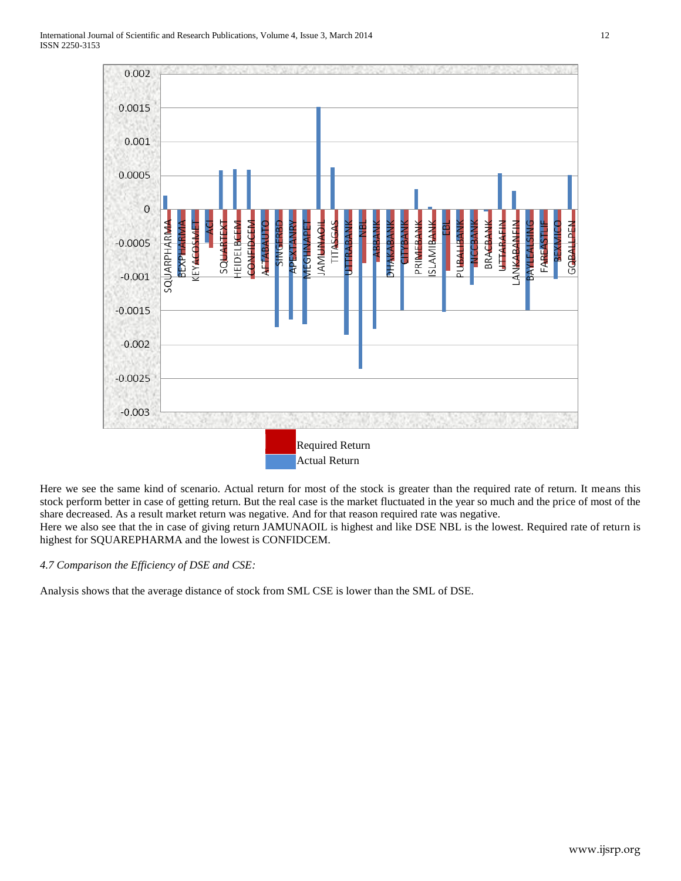Here we see the same kind of scenario. Actual return for most of the stock is greater than the required rate of return. It means this stock perform better in case of getting return. But the real case is the market fluctuated in the year so much and the price of most of the share decreased. As a result market return was negative. And for that reason required rate was negative.

Here we also see that the in case of giving return JAMUNAOIL is highest and like DSE NBL is the lowest. Required rate of return is highest for SQUAREPHARMA and the lowest is CONFIDCEM.

*4.7 Comparison the Efficiency of DSE and CSE:*

Analysis shows that the average distance of stock from SML CSE is lower than the SML of DSE.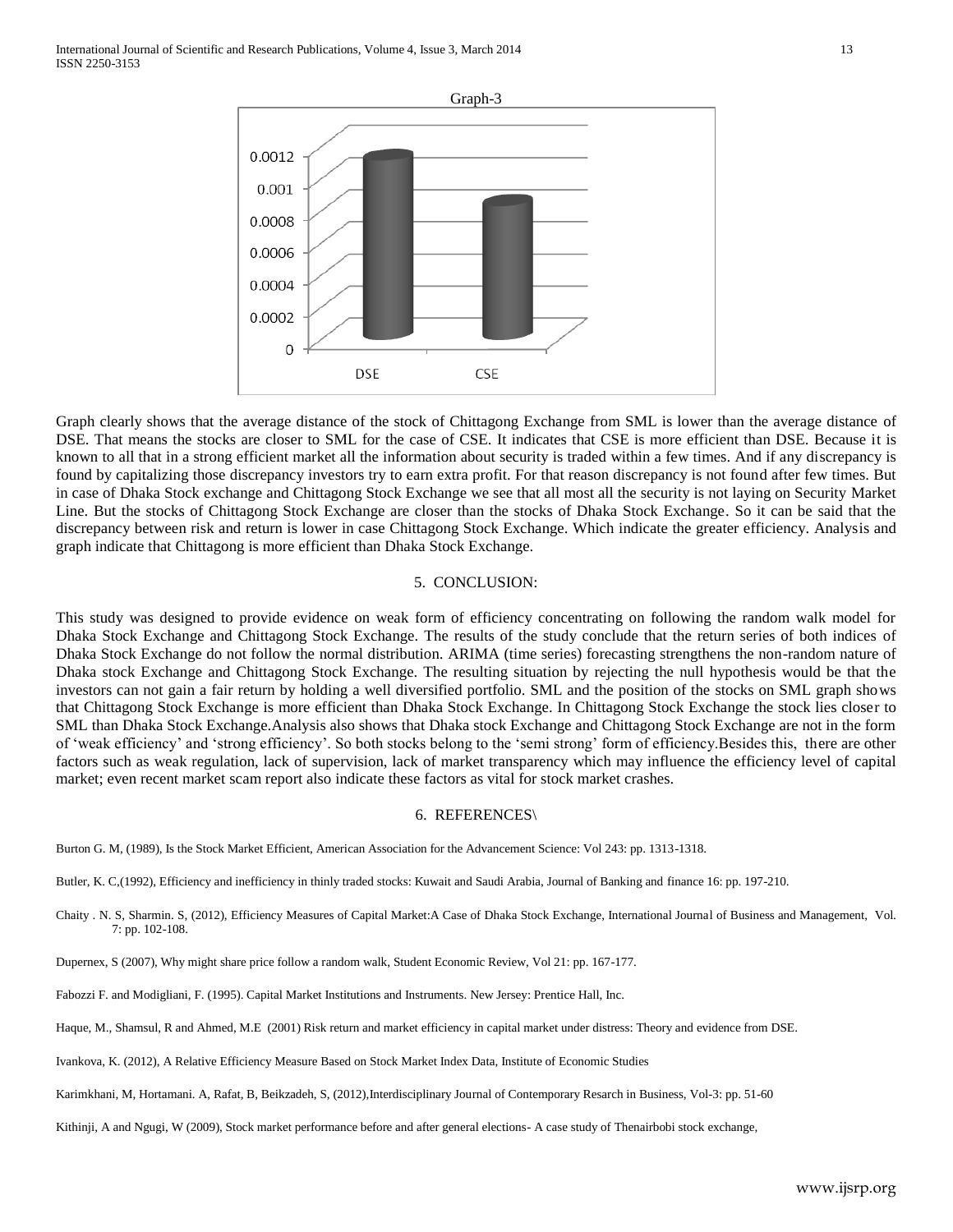Graph-3

Graph clearly shows that the average distance of the stock of Chittagong Exchange from SML is lower than the average distance of DSE. That means the stocks are closer to SML for the case of CSE. It indicates that CSE is more efficient than DSE. Because it is known to all that in a strong efficient market all the information about security is traded within a few times. And if any discrepancy is found by capitalizing those discrepancy investors try to earn extra profit. For that reason discrepancy is not found after few times. But in case of Dhaka Stock exchange and Chittagong Stock Exchange we see that all most all the security is not laying on Security Market Line. But the stocks of Chittagong Stock Exchange are closer than the stocks of Dhaka Stock Exchange. So it can be said that the discrepancy between risk and return is lower in case Chittagong Stock Exchange. Which indicate the greater efficiency. Analysis and graph indicate that Chittagong is more efficient than Dhaka Stock Exchange.

## 5. CONCLUSION:

This study was designed to provide evidence on weak form of efficiency concentrating on following the random walk model for Dhaka Stock Exchange and Chittagong Stock Exchange. The results of the study conclude that the return series of both indices of Dhaka Stock Exchange do not follow the normal distribution. ARIMA (time series) forecasting strengthens the non-random nature of Dhaka stock Exchange and Chittagong Stock Exchange. The resulting situation by rejecting the null hypothesis would be that the investors can not gain a fair return by holding a well diversified portfolio. SML and the position of the stocks on SML graph shows that Chittagong Stock Exchange is more efficient than Dhaka Stock Exchange. In Chittagong Stock Exchange the stock lies closer to SML than Dhaka Stock Exchange.Analysis also shows that Dhaka stock Exchange and Chittagong Stock Exchange are not in the form of 'weak efficiency' and 'strong efficiency'. So both stocks belong to the 'semi strong' form of efficiency.Besides this, there are other factors such as weak regulation, lack of supervision, lack of market transparency which may influence the efficiency level of capital market; even recent market scam report also indicate these factors as vital for stock market crashes.

## 6. REFERENCES\

Burton G. M, (1989), Is the Stock Market Efficient, American Association for the Advancement Science: Vol 243: pp. 1313-1318.

Butler, K. C,(1992), Efficiency and inefficiency in thinly traded stocks: Kuwait and Saudi Arabia, Journal of Banking and finance 16: pp. 197-210.

Chaity . N. S, Sharmin. S, (2012), Efficiency Measures of Capital Market:A Case of Dhaka Stock Exchange, International Journal of Business and Management, Vol. 7: pp. 102-108.

Dupernex, S (2007), Why might share price follow a random walk, Student Economic Review, Vol 21: pp. 167-177.

Fabozzi F. and Modigliani, F. (1995). Capital Market Institutions and Instruments. New Jersey: Prentice Hall, Inc.

Haque, M., Shamsul, R and Ahmed, M.E (2001) Risk return and market efficiency in capital market under distress: Theory and evidence from DSE.

Ivankova, K. (2012), A Relative Efficiency Measure Based on Stock Market Index Data, Institute of Economic Studies

Karimkhani, M, Hortamani. A, Rafat, B, Beikzadeh, S, (2012),Interdisciplinary Journal of Contemporary Resarch in Business, Vol-3: pp. 51-60

Kithinji, A and Ngugi, W (2009), Stock market performance before and after general elections- A case study of Thenairbobi stock exchange,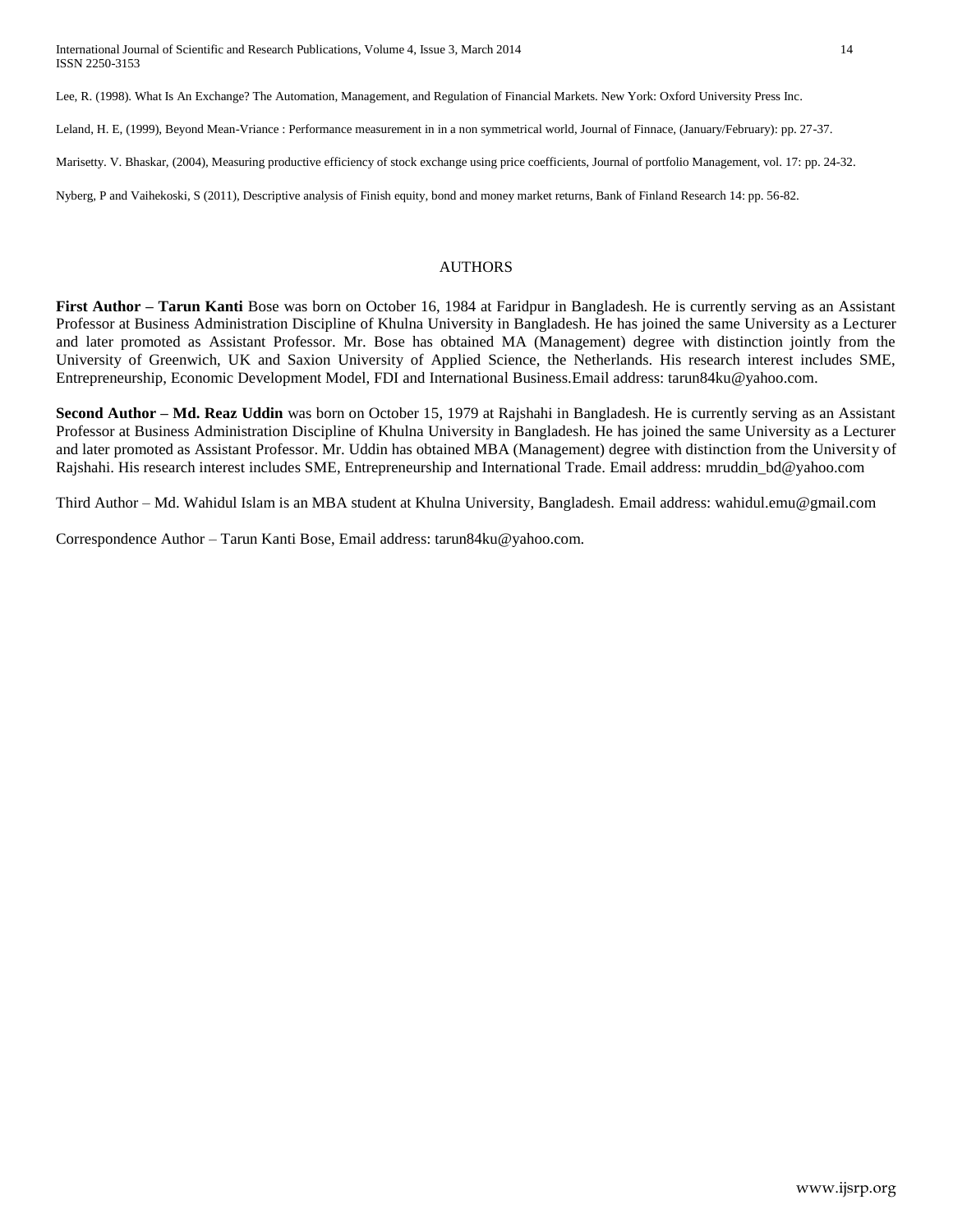Lee, R. (1998). What Is An Exchange? The Automation, Management, and Regulation of Financial Markets. New York: Oxford University Press Inc.

Leland, H. E, (1999), Beyond Mean-Vriance : Performance measurement in in a non symmetrical world, Journal of Finnace, (January/February): pp. 27-37.

Marisetty. V. Bhaskar, (2004), Measuring productive efficiency of stock exchange using price coefficients, Journal of portfolio Management, vol. 17: pp. 24-32.

Nyberg, P and Vaihekoski, S (2011), Descriptive analysis of Finish equity, bond and money market returns, Bank of Finland Research 14: pp. 56-82.

## AUTHORS

**First Author – Tarun Kanti** Bose was born on October 16, 1984 at Faridpur in Bangladesh. He is currently serving as an Assistant Professor at Business Administration Discipline of Khulna University in Bangladesh. He has joined the same University as a Lecturer and later promoted as Assistant Professor. Mr. Bose has obtained MA (Management) degree with distinction jointly from the University of Greenwich, UK and Saxion University of Applied Science, the Netherlands. His research interest includes SME, Entrepreneurship, Economic Development Model, FDI and International Business.Email address: tarun84ku@yahoo.com.

**Second Author – Md. Reaz Uddin** was born on October 15, 1979 at Rajshahi in Bangladesh. He is currently serving as an Assistant Professor at Business Administration Discipline of Khulna University in Bangladesh. He has joined the same University as a Lecturer and later promoted as Assistant Professor. Mr. Uddin has obtained MBA (Management) degree with distinction from the University of Rajshahi. His research interest includes SME, Entrepreneurship and International Trade. Email address: mruddin_bd@yahoo.com

Third Author – Md. Wahidul Islam is an MBA student at Khulna University, Bangladesh. Email address: wahidul.emu@gmail.com

Correspondence Author – Tarun Kanti Bose, Email address: tarun84ku@yahoo.com.